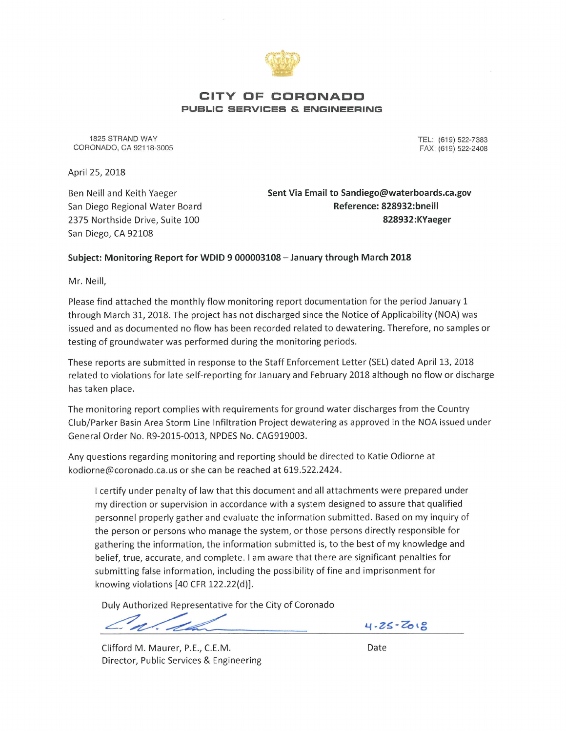# CITY OF CORONADO

## PUBLIC SERVICES & ENGINEERING

1825 STRAND WAY
CORONADO, CA 92118-3005

TEL: (619) 522-7383
FAX: (619) 522-2408

April 25, 2018

Ben Neill and Keith Yaeger
San Diego Regional Water Board
2375 Northside Drive, Suite 100
San Diego, CA 92108

**Sent Via Email to Sandiego@waterboards.ca.gov**
**Reference: 828932:bneill**
**828932:KYaeger**

**Subject: Monitoring Report for WDID 9 000003108 – January through March 2018**

Mr. Neill,

Please find attached the monthly flow monitoring report documentation for the period January 1 through March 31, 2018. The project has not discharged since the Notice of Applicability (NOA) was issued and as documented no flow has been recorded related to dewatering. Therefore, no samples or testing of groundwater was performed during the monitoring periods.

These reports are submitted in response to the Staff Enforcement Letter (SEL) dated April 13, 2018 related to violations for late self-reporting for January and February 2018 although no flow or discharge has taken place.

The monitoring report complies with requirements for ground water discharges from the Country Club/Parker Basin Area Storm Line Infiltration Project dewatering as approved in the NOA issued under General Order No. R9-2015-0013, NPDES No. CAG919003.

Any questions regarding monitoring and reporting should be directed to Katie Odiorne at kodiorne@coronado.ca.us or she can be reached at 619.522.2424.

> I certify under penalty of law that this document and all attachments were prepared under my direction or supervision in accordance with a system designed to assure that qualified personnel properly gather and evaluate the information submitted. Based on my inquiry of the person or persons who manage the system, or those persons directly responsible for gathering the information, the information submitted is, to the best of my knowledge and belief, true, accurate, and complete. I am aware that there are significant penalties for submitting false information, including the possibility of fine and imprisonment for knowing violations [40 CFR 122.22(d)].

Duly Authorized Representative for the City of Coronado

[Signature] 4-25-2018

Clifford M. Maurer, P.E., C.E.M. Date
Director, Public Services & Engineering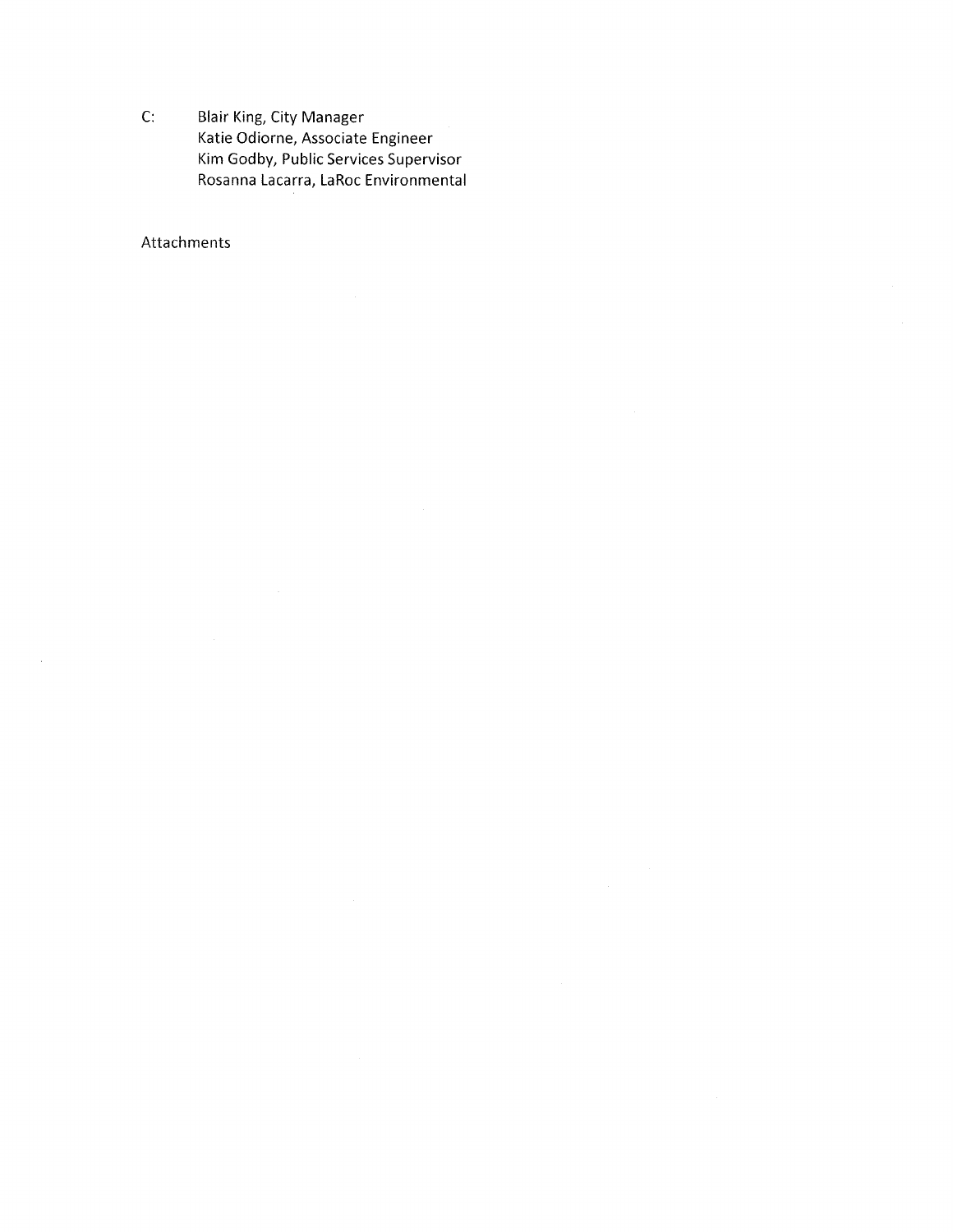C: Blair King, City Manager
Katie Odiorne, Associate Engineer
Kim Godby, Public Services Supervisor
Rosanna Lacarra, LaRoc Environmental

Attachments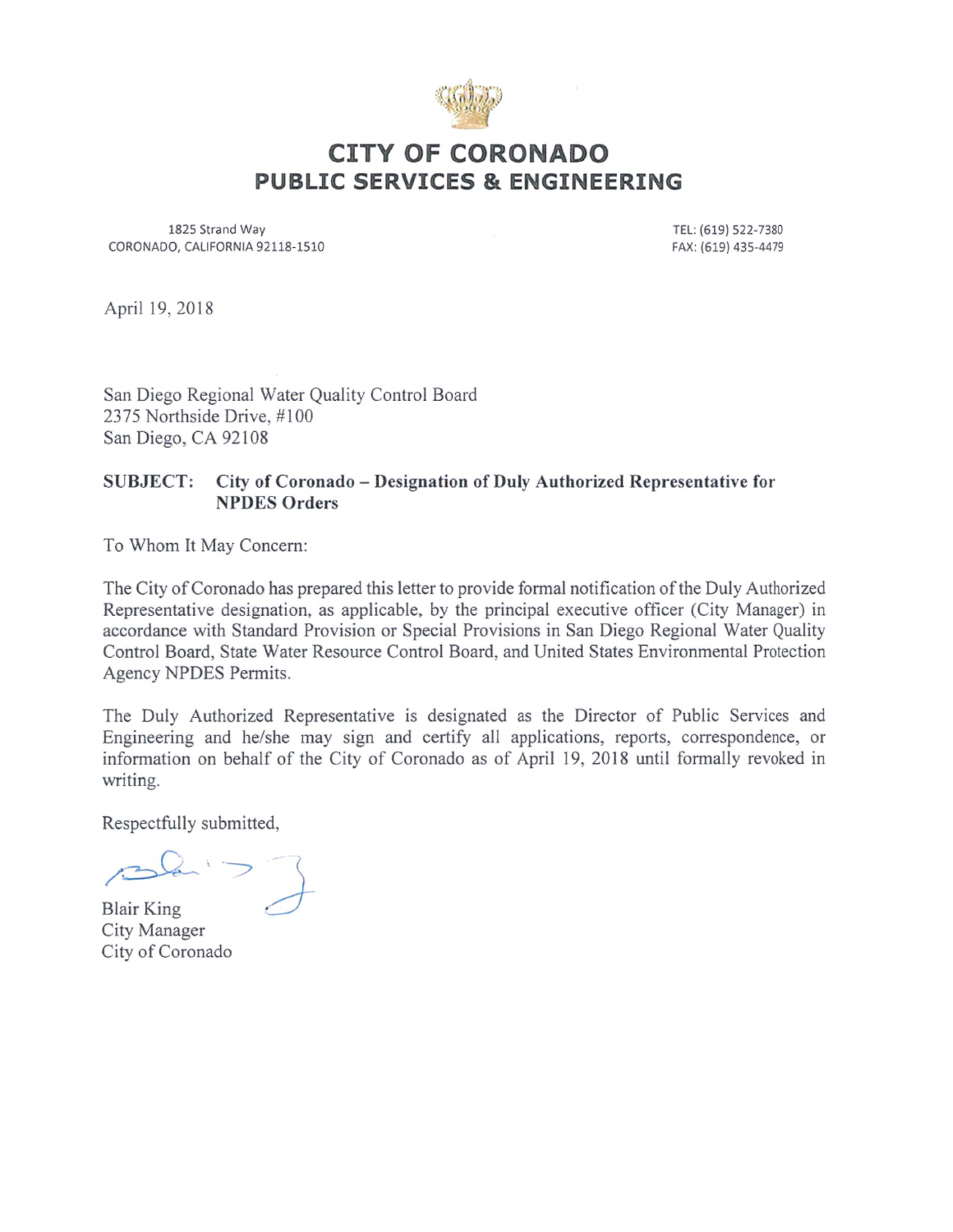# CITY OF CORONADO
## PUBLIC SERVICES & ENGINEERING

1825 Strand Way
CORONADO, CALIFORNIA 92118-1510

TEL: (619) 522-7380
FAX: (619) 435-4479

April 19, 2018

San Diego Regional Water Quality Control Board
2375 Northside Drive, #100
San Diego, CA 92108

**SUBJECT: City of Coronado – Designation of Duly Authorized Representative for NPDES Orders**

To Whom It May Concern:

The City of Coronado has prepared this letter to provide formal notification of the Duly Authorized Representative designation, as applicable, by the principal executive officer (City Manager) in accordance with Standard Provision or Special Provisions in San Diego Regional Water Quality Control Board, State Water Resource Control Board, and United States Environmental Protection Agency NPDES Permits.

The Duly Authorized Representative is designated as the Director of Public Services and Engineering and he/she may sign and certify all applications, reports, correspondence, or information on behalf of the City of Coronado as of April 19, 2018 until formally revoked in writing.

Respectfully submitted,

Blair King
City Manager
City of Coronado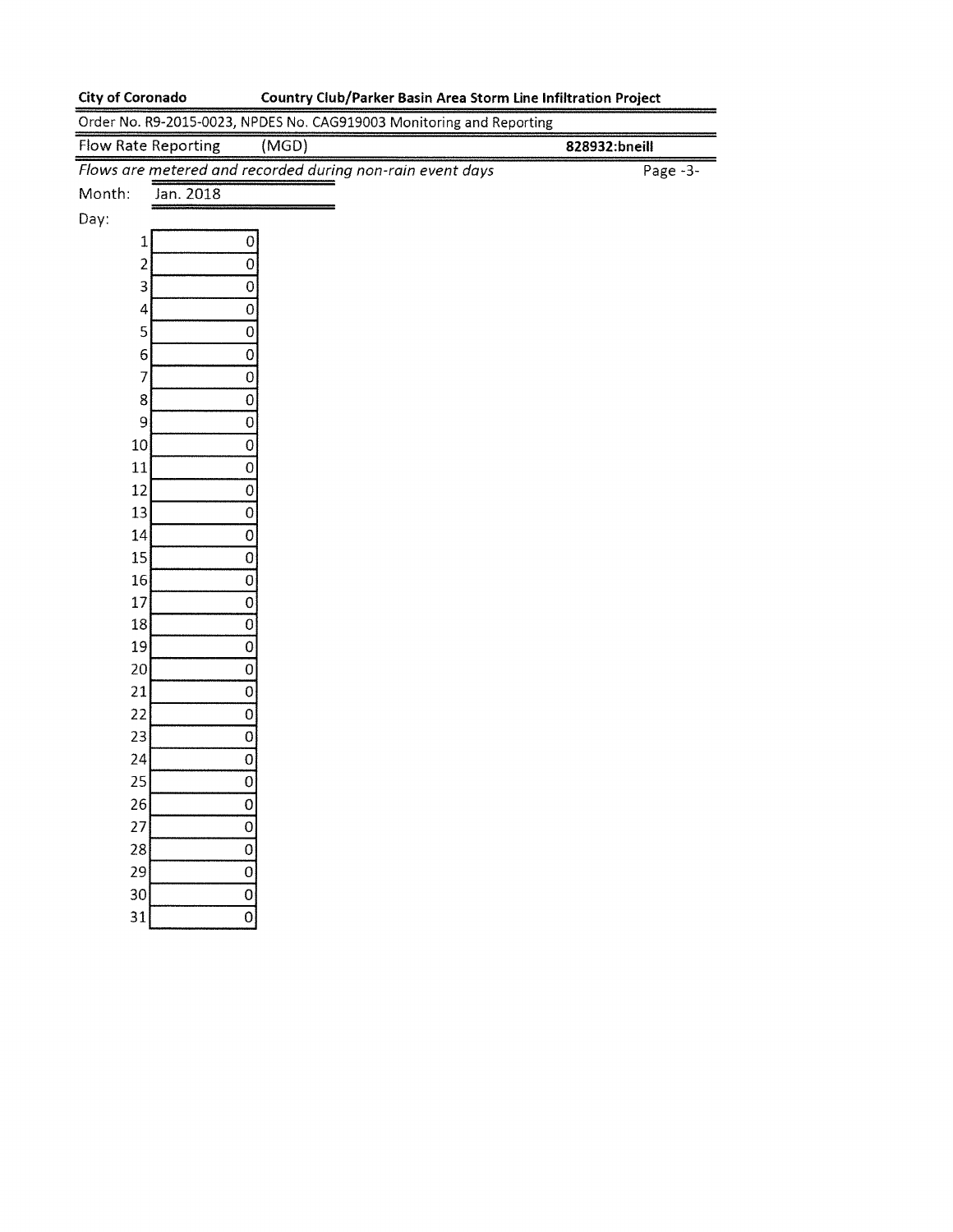**City of Coronado** **Country Club/Parker Basin Area Storm Line Infiltration Project**

Order No. R9-2015-0023, NPDES No. CAG919003 Monitoring and Reporting

Flow Rate Reporting (MGD) **828932:bneill**

*Flows are metered and recorded during non-rain event days*

Month: Jan. 2018

| Day: | |
|---|---|
| 1 | 0 |
| 2 | 0 |
| 3 | 0 |
| 4 | 0 |
| 5 | 0 |
| 6 | 0 |
| 7 | 0 |
| 8 | 0 |
| 9 | 0 |
| 10 | 0 |
| 11 | 0 |
| 12 | 0 |
| 13 | 0 |
| 14 | 0 |
| 15 | 0 |
| 16 | 0 |
| 17 | 0 |
| 18 | 0 |
| 19 | 0 |
| 20 | 0 |
| 21 | 0 |
| 22 | 0 |
| 23 | 0 |
| 24 | 0 |
| 25 | 0 |
| 26 | 0 |
| 27 | 0 |
| 28 | 0 |
| 29 | 0 |
| 30 | 0 |
| 31 | 0 |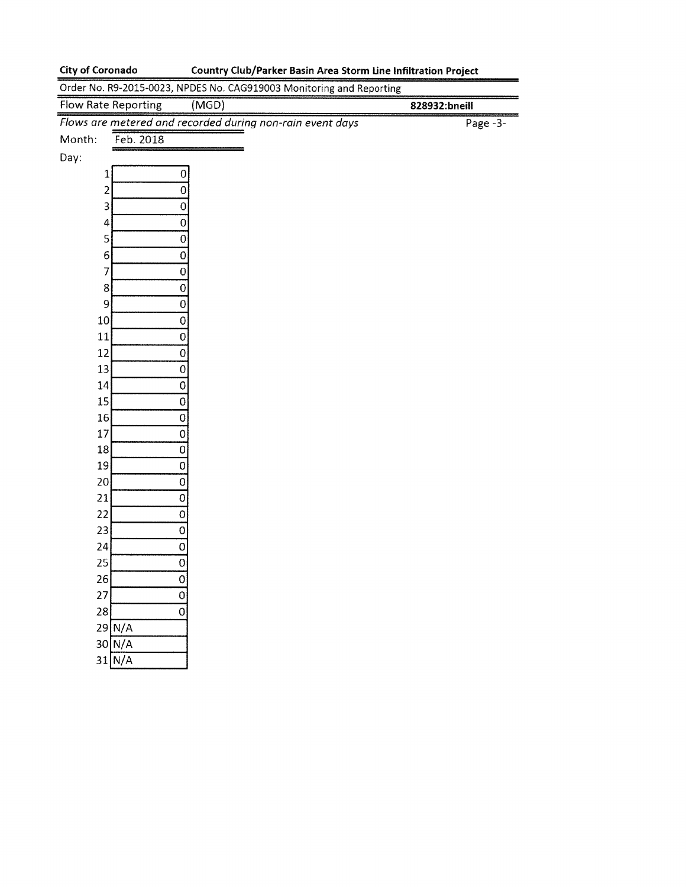**City of Coronado** **Country Club/Parker Basin Area Storm Line Infiltration Project**

Order No. R9-2015-0023, NPDES No. CAG919003 Monitoring and Reporting

Flow Rate Reporting (MGD) **828932:bneill**

*Flows are metered and recorded during non-rain event days* Page -3-

Month: Feb. 2018

Day:

| Day | Flow |
|---|---|
| 1 | 0 |
| 2 | 0 |
| 3 | 0 |
| 4 | 0 |
| 5 | 0 |
| 6 | 0 |
| 7 | 0 |
| 8 | 0 |
| 9 | 0 |
| 10 | 0 |
| 11 | 0 |
| 12 | 0 |
| 13 | 0 |
| 14 | 0 |
| 15 | 0 |
| 16 | 0 |
| 17 | 0 |
| 18 | 0 |
| 19 | 0 |
| 20 | 0 |
| 21 | 0 |
| 22 | 0 |
| 23 | 0 |
| 24 | 0 |
| 25 | 0 |
| 26 | 0 |
| 27 | 0 |
| 28 | 0 |
| 29 | N/A |
| 30 | N/A |
| 31 | N/A |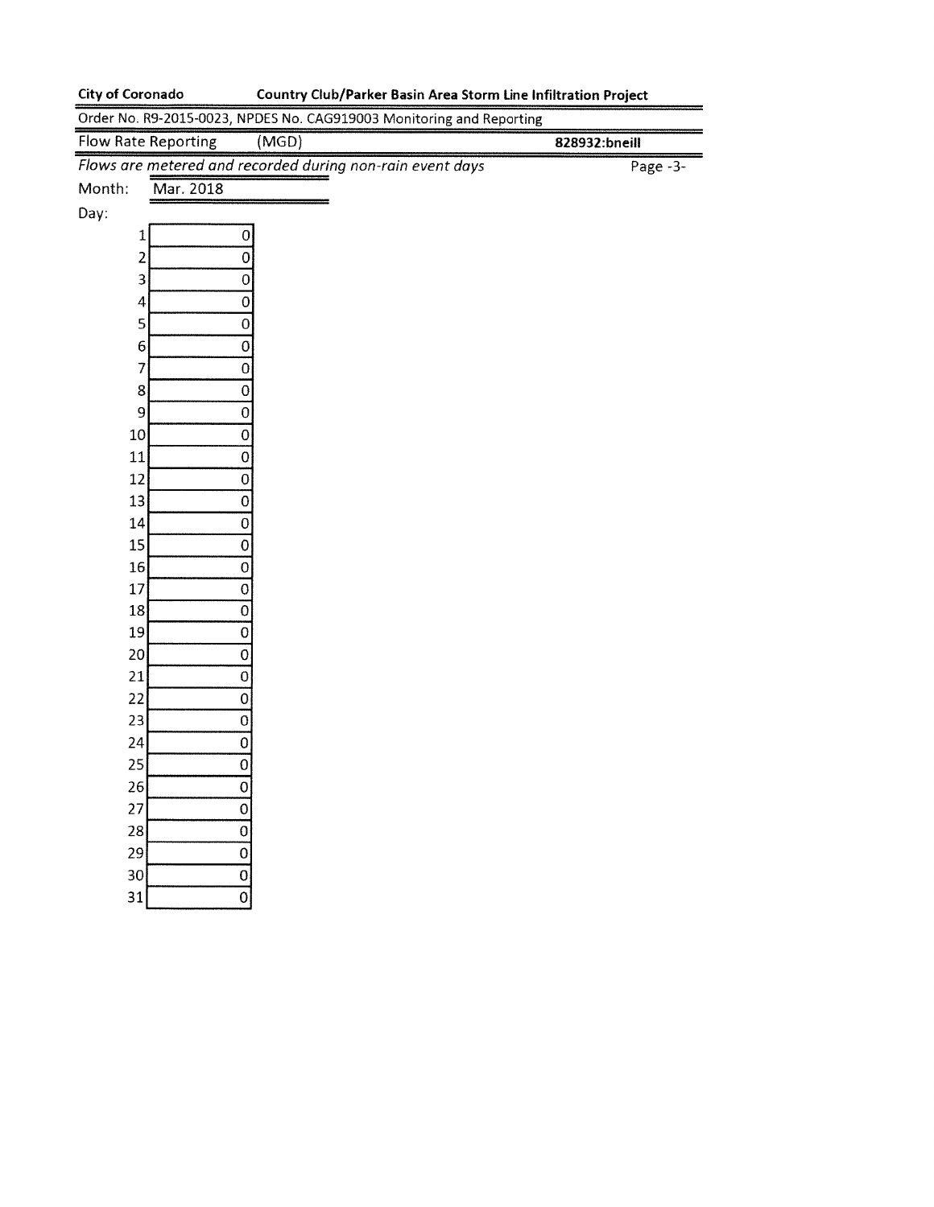**City of Coronado** **Country Club/Parker Basin Area Storm Line Infiltration Project**

Order No. R9-2015-0023, NPDES No. CAG919003 Monitoring and Reporting

Flow Rate Reporting (MGD) **828932:bneill**

*Flows are metered and recorded during non-rain event days*

Month: Mar. 2018

Day:

| | |
|---|---|
| 1 | 0 |
| 2 | 0 |
| 3 | 0 |
| 4 | 0 |
| 5 | 0 |
| 6 | 0 |
| 7 | 0 |
| 8 | 0 |
| 9 | 0 |
| 10 | 0 |
| 11 | 0 |
| 12 | 0 |
| 13 | 0 |
| 14 | 0 |
| 15 | 0 |
| 16 | 0 |
| 17 | 0 |
| 18 | 0 |
| 19 | 0 |
| 20 | 0 |
| 21 | 0 |
| 22 | 0 |
| 23 | 0 |
| 24 | 0 |
| 25 | 0 |
| 26 | 0 |
| 27 | 0 |
| 28 | 0 |
| 29 | 0 |
| 30 | 0 |
| 31 | 0 |